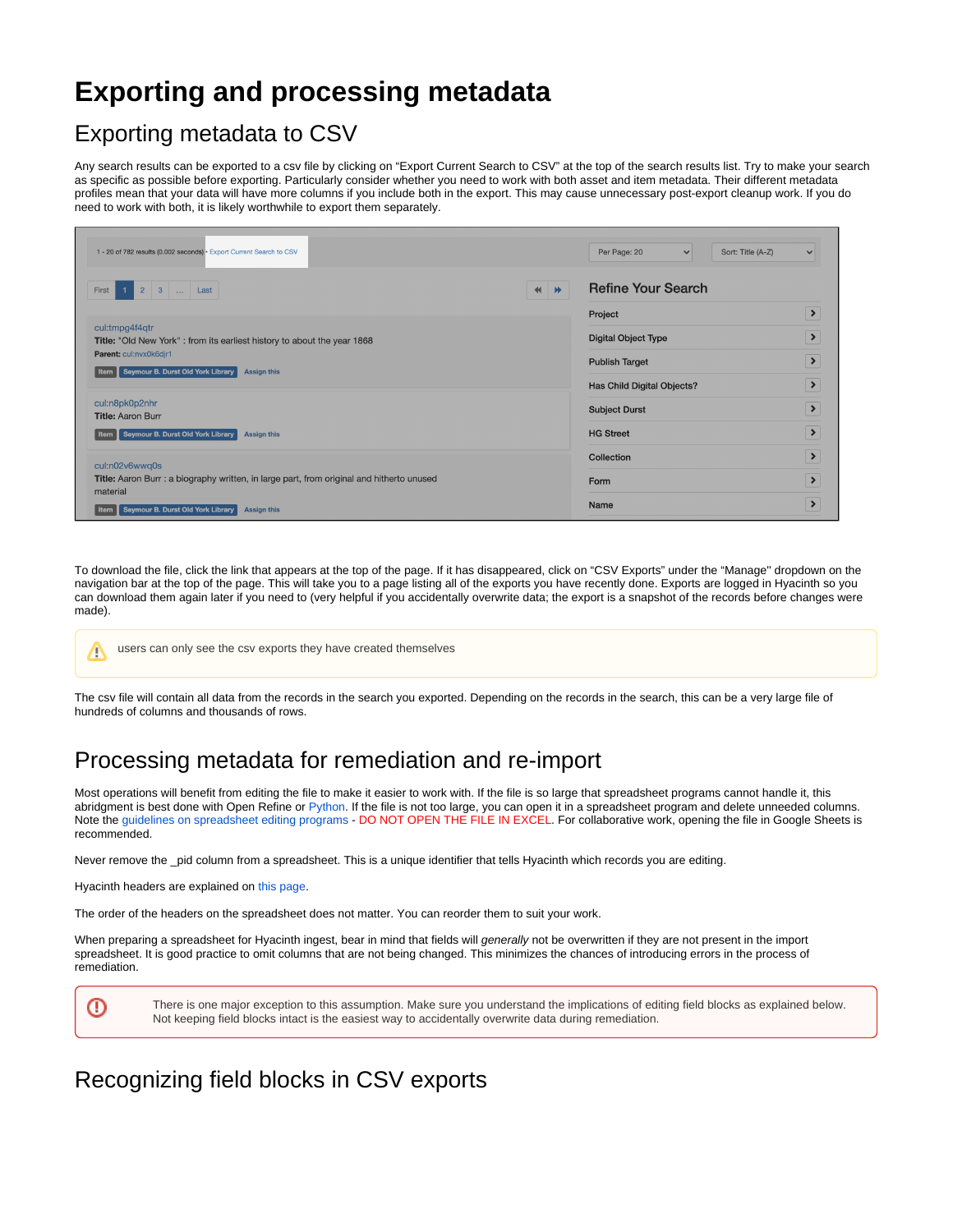# Exporting and processing metadata

## Exporting metadata to CSV

Any search results can be exported to a csv file by clicking on “Export Current Search to CSV” at the top of the search results list. Try to make your search as specific as possible before exporting. Particularly consider whether you need to work with both asset and item metadata. Their different metadata profiles mean that your data will have more columns if you include both in the export. This may cause unnecessary post-export cleanup work. If you do need to work with both, it is likely worthwhile to export them separately.

To download the file, click the link that appears at the top of the page. If it has disappeared, click on “CSV Exports” under the “Manage" dropdown on the navigation bar at the top of the page. This will take you to a page listing all of the exports you have recently done. Exports are logged in Hyacinth so you can download them again later if you need to (very helpful if you accidentally overwrite data; the export is a snapshot of the records before changes were made).

> ⚠ users can only see the csv exports they have created themselves

The csv file will contain all data from the records in the search you exported. Depending on the records in the search, this can be a very large file of hundreds of columns and thousands of rows.

## Processing metadata for remediation and re-import

Most operations will benefit from editing the file to make it easier to work with. If the file is so large that spreadsheet programs cannot handle it, this abridgment is best done with Open Refine or Python. If the file is not too large, you can open it in a spreadsheet program and delete unneeded columns. Note the guidelines on spreadsheet editing programs - DO NOT OPEN THE FILE IN EXCEL. For collaborative work, opening the file in Google Sheets is recommended.

Never remove the _pid column from a spreadsheet. This is a unique identifier that tells Hyacinth which records you are editing.

Hyacinth headers are explained on this page.

The order of the headers on the spreadsheet does not matter. You can reorder them to suit your work.

When preparing a spreadsheet for Hyacinth ingest, bear in mind that fields will *generally* not be overwritten if they are not present in the import spreadsheet. It is good practice to omit columns that are not being changed. This minimizes the chances of introducing errors in the process of remediation.

> ⓘ There is one major exception to this assumption. Make sure you understand the implications of editing field blocks as explained below. Not keeping field blocks intact is the easiest way to accidentally overwrite data during remediation.

## Recognizing field blocks in CSV exports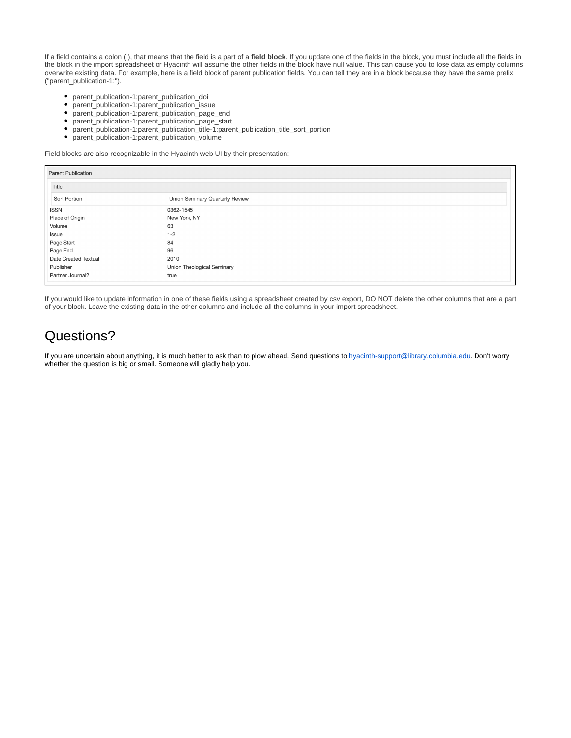If a field contains a colon (:), that means that the field is a part of a **field block**. If you update one of the fields in the block, you must include all the fields in the block in the import spreadsheet or Hyacinth will assume the other fields in the block have null value. This can cause you to lose data as empty columns overwrite existing data. For example, here is a field block of parent publication fields. You can tell they are in a block because they have the same prefix ("parent_publication-1:").

- parent_publication-1:parent_publication_doi
- parent_publication-1:parent_publication_issue
- parent_publication-1:parent_publication_page_end
- parent_publication-1:parent_publication_page_start
- parent_publication-1:parent_publication_title-1:parent_publication_title_sort_portion
- parent_publication-1:parent_publication_volume

Field blocks are also recognizable in the Hyacinth web UI by their presentation:

| Parent Publication | |
| --- | --- |
| Title | |
| Sort Portion | Union Seminary Quarterly Review |
| ISSN | 0362-1545 |
| Place of Origin | New York, NY |
| Volume | 63 |
| Issue | 1-2 |
| Page Start | 84 |
| Page End | 96 |
| Date Created Textual | 2010 |
| Publisher | Union Theological Seminary |
| Partner Journal? | true |

If you would like to update information in one of these fields using a spreadsheet created by csv export, DO NOT delete the other columns that are a part of your block. Leave the existing data in the other columns and include all the columns in your import spreadsheet.

# Questions?

If you are uncertain about anything, it is much better to ask than to plow ahead. Send questions to hyacinth-support@library.columbia.edu. Don't worry whether the question is big or small. Someone will gladly help you.